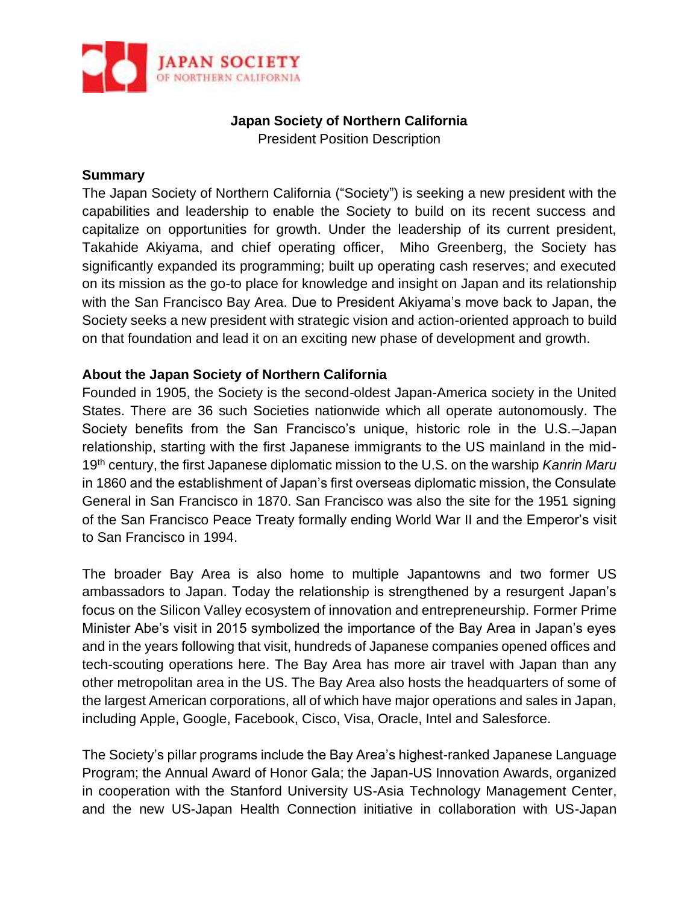**Japan Society of Northern California**
President Position Description

## Summary

The Japan Society of Northern California ("Society") is seeking a new president with the capabilities and leadership to enable the Society to build on its recent success and capitalize on opportunities for growth. Under the leadership of its current president, Takahide Akiyama, and chief operating officer, Miho Greenberg, the Society has significantly expanded its programming; built up operating cash reserves; and executed on its mission as the go-to place for knowledge and insight on Japan and its relationship with the San Francisco Bay Area. Due to President Akiyama's move back to Japan, the Society seeks a new president with strategic vision and action-oriented approach to build on that foundation and lead it on an exciting new phase of development and growth.

## About the Japan Society of Northern California

Founded in 1905, the Society is the second-oldest Japan-America society in the United States. There are 36 such Societies nationwide which all operate autonomously. The Society benefits from the San Francisco's unique, historic role in the U.S.–Japan relationship, starting with the first Japanese immigrants to the US mainland in the mid-19th century, the first Japanese diplomatic mission to the U.S. on the warship *Kanrin Maru* in 1860 and the establishment of Japan's first overseas diplomatic mission, the Consulate General in San Francisco in 1870. San Francisco was also the site for the 1951 signing of the San Francisco Peace Treaty formally ending World War II and the Emperor's visit to San Francisco in 1994.

The broader Bay Area is also home to multiple Japantowns and two former US ambassadors to Japan. Today the relationship is strengthened by a resurgent Japan's focus on the Silicon Valley ecosystem of innovation and entrepreneurship. Former Prime Minister Abe's visit in 2015 symbolized the importance of the Bay Area in Japan's eyes and in the years following that visit, hundreds of Japanese companies opened offices and tech-scouting operations here. The Bay Area has more air travel with Japan than any other metropolitan area in the US. The Bay Area also hosts the headquarters of some of the largest American corporations, all of which have major operations and sales in Japan, including Apple, Google, Facebook, Cisco, Visa, Oracle, Intel and Salesforce.

The Society's pillar programs include the Bay Area's highest-ranked Japanese Language Program; the Annual Award of Honor Gala; the Japan-US Innovation Awards, organized in cooperation with the Stanford University US-Asia Technology Management Center, and the new US-Japan Health Connection initiative in collaboration with US-Japan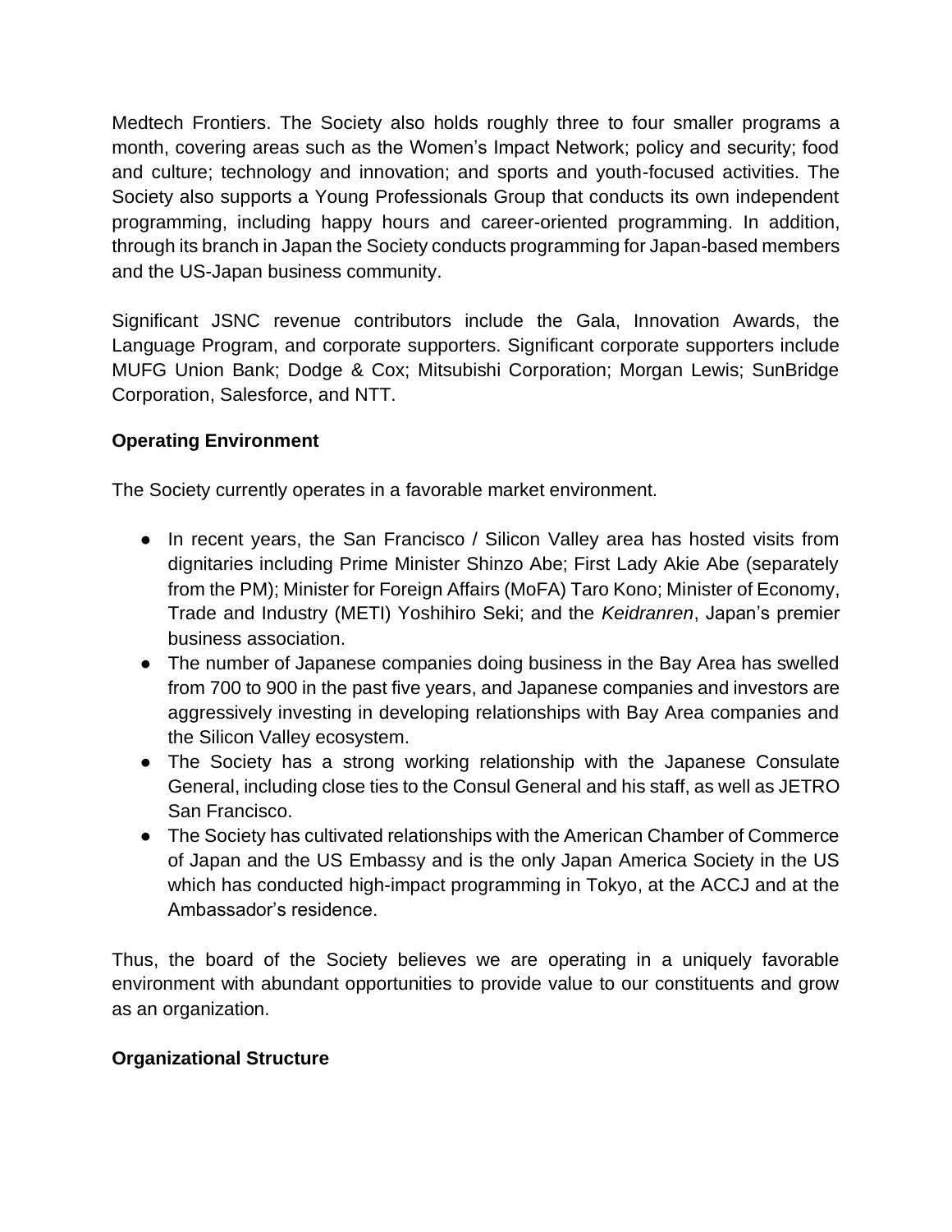Medtech Frontiers. The Society also holds roughly three to four smaller programs a month, covering areas such as the Women's Impact Network; policy and security; food and culture; technology and innovation; and sports and youth-focused activities. The Society also supports a Young Professionals Group that conducts its own independent programming, including happy hours and career-oriented programming. In addition, through its branch in Japan the Society conducts programming for Japan-based members and the US-Japan business community.

Significant JSNC revenue contributors include the Gala, Innovation Awards, the Language Program, and corporate supporters. Significant corporate supporters include MUFG Union Bank; Dodge & Cox; Mitsubishi Corporation; Morgan Lewis; SunBridge Corporation, Salesforce, and NTT.

**Operating Environment**

The Society currently operates in a favorable market environment.

- In recent years, the San Francisco / Silicon Valley area has hosted visits from dignitaries including Prime Minister Shinzo Abe; First Lady Akie Abe (separately from the PM); Minister for Foreign Affairs (MoFA) Taro Kono; Minister of Economy, Trade and Industry (METI) Yoshihiro Seki; and the *Keidranren*, Japan's premier business association.
- The number of Japanese companies doing business in the Bay Area has swelled from 700 to 900 in the past five years, and Japanese companies and investors are aggressively investing in developing relationships with Bay Area companies and the Silicon Valley ecosystem.
- The Society has a strong working relationship with the Japanese Consulate General, including close ties to the Consul General and his staff, as well as JETRO San Francisco.
- The Society has cultivated relationships with the American Chamber of Commerce of Japan and the US Embassy and is the only Japan America Society in the US which has conducted high-impact programming in Tokyo, at the ACCJ and at the Ambassador's residence.

Thus, the board of the Society believes we are operating in a uniquely favorable environment with abundant opportunities to provide value to our constituents and grow as an organization.

**Organizational Structure**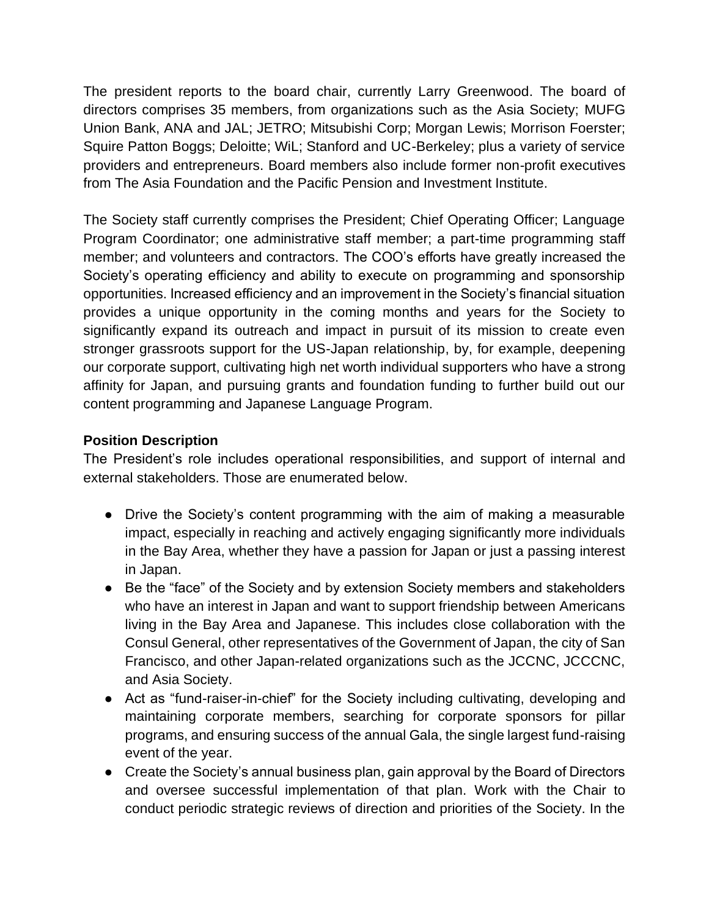The president reports to the board chair, currently Larry Greenwood. The board of directors comprises 35 members, from organizations such as the Asia Society; MUFG Union Bank, ANA and JAL; JETRO; Mitsubishi Corp; Morgan Lewis; Morrison Foerster; Squire Patton Boggs; Deloitte; WiL; Stanford and UC-Berkeley; plus a variety of service providers and entrepreneurs. Board members also include former non-profit executives from The Asia Foundation and the Pacific Pension and Investment Institute.

The Society staff currently comprises the President; Chief Operating Officer; Language Program Coordinator; one administrative staff member; a part-time programming staff member; and volunteers and contractors. The COO's efforts have greatly increased the Society's operating efficiency and ability to execute on programming and sponsorship opportunities. Increased efficiency and an improvement in the Society's financial situation provides a unique opportunity in the coming months and years for the Society to significantly expand its outreach and impact in pursuit of its mission to create even stronger grassroots support for the US-Japan relationship, by, for example, deepening our corporate support, cultivating high net worth individual supporters who have a strong affinity for Japan, and pursuing grants and foundation funding to further build out our content programming and Japanese Language Program.

**Position Description**

The President's role includes operational responsibilities, and support of internal and external stakeholders. Those are enumerated below.

- Drive the Society's content programming with the aim of making a measurable impact, especially in reaching and actively engaging significantly more individuals in the Bay Area, whether they have a passion for Japan or just a passing interest in Japan.
- Be the "face" of the Society and by extension Society members and stakeholders who have an interest in Japan and want to support friendship between Americans living in the Bay Area and Japanese. This includes close collaboration with the Consul General, other representatives of the Government of Japan, the city of San Francisco, and other Japan-related organizations such as the JCCNC, JCCCNC, and Asia Society.
- Act as "fund-raiser-in-chief" for the Society including cultivating, developing and maintaining corporate members, searching for corporate sponsors for pillar programs, and ensuring success of the annual Gala, the single largest fund-raising event of the year.
- Create the Society's annual business plan, gain approval by the Board of Directors and oversee successful implementation of that plan. Work with the Chair to conduct periodic strategic reviews of direction and priorities of the Society. In the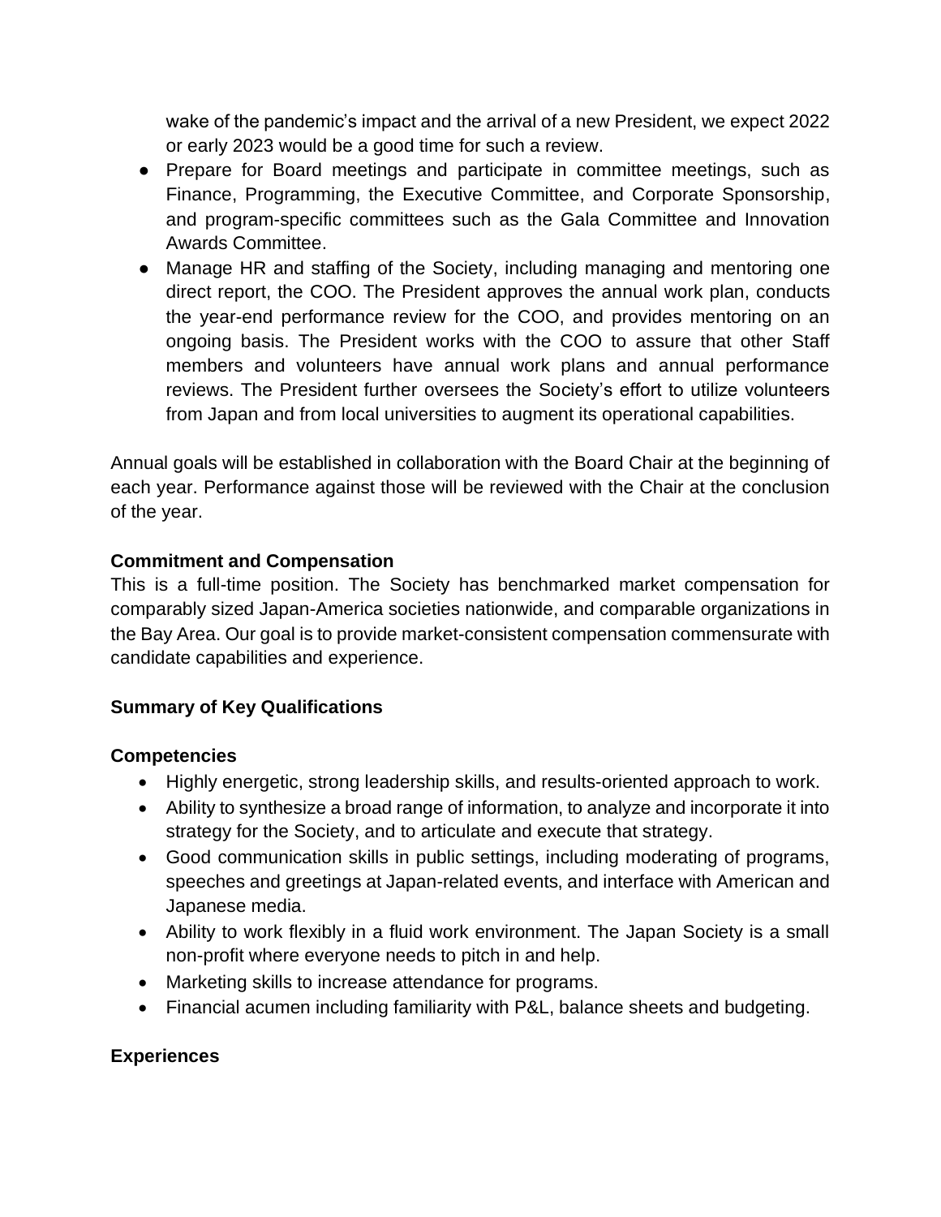wake of the pandemic's impact and the arrival of a new President, we expect 2022 or early 2023 would be a good time for such a review.

- Prepare for Board meetings and participate in committee meetings, such as Finance, Programming, the Executive Committee, and Corporate Sponsorship, and program-specific committees such as the Gala Committee and Innovation Awards Committee.
- Manage HR and staffing of the Society, including managing and mentoring one direct report, the COO. The President approves the annual work plan, conducts the year-end performance review for the COO, and provides mentoring on an ongoing basis. The President works with the COO to assure that other Staff members and volunteers have annual work plans and annual performance reviews. The President further oversees the Society's effort to utilize volunteers from Japan and from local universities to augment its operational capabilities.

Annual goals will be established in collaboration with the Board Chair at the beginning of each year. Performance against those will be reviewed with the Chair at the conclusion of the year.

**Commitment and Compensation**

This is a full-time position. The Society has benchmarked market compensation for comparably sized Japan-America societies nationwide, and comparable organizations in the Bay Area. Our goal is to provide market-consistent compensation commensurate with candidate capabilities and experience.

**Summary of Key Qualifications**

**Competencies**

- Highly energetic, strong leadership skills, and results-oriented approach to work.
- Ability to synthesize a broad range of information, to analyze and incorporate it into strategy for the Society, and to articulate and execute that strategy.
- Good communication skills in public settings, including moderating of programs, speeches and greetings at Japan-related events, and interface with American and Japanese media.
- Ability to work flexibly in a fluid work environment. The Japan Society is a small non-profit where everyone needs to pitch in and help.
- Marketing skills to increase attendance for programs.
- Financial acumen including familiarity with P&L, balance sheets and budgeting.

**Experiences**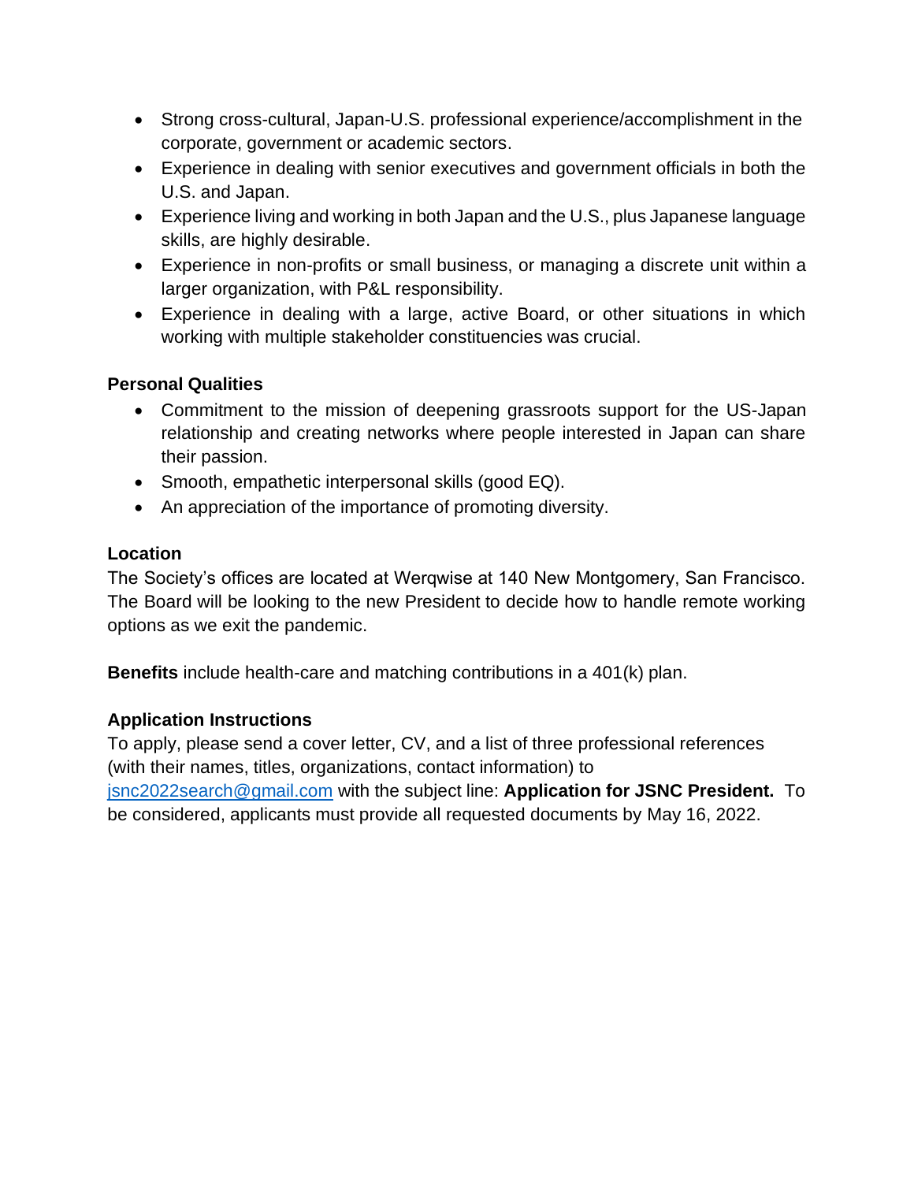- Strong cross-cultural, Japan-U.S. professional experience/accomplishment in the corporate, government or academic sectors.
- Experience in dealing with senior executives and government officials in both the U.S. and Japan.
- Experience living and working in both Japan and the U.S., plus Japanese language skills, are highly desirable.
- Experience in non-profits or small business, or managing a discrete unit within a larger organization, with P&L responsibility.
- Experience in dealing with a large, active Board, or other situations in which working with multiple stakeholder constituencies was crucial.

**Personal Qualities**

- Commitment to the mission of deepening grassroots support for the US-Japan relationship and creating networks where people interested in Japan can share their passion.
- Smooth, empathetic interpersonal skills (good EQ).
- An appreciation of the importance of promoting diversity.

**Location**

The Society's offices are located at Werqwise at 140 New Montgomery, San Francisco. The Board will be looking to the new President to decide how to handle remote working options as we exit the pandemic.

**Benefits** include health-care and matching contributions in a 401(k) plan.

**Application Instructions**

To apply, please send a cover letter, CV, and a list of three professional references (with their names, titles, organizations, contact information) to jsnc2022search@gmail.com with the subject line: **Application for JSNC President.** To be considered, applicants must provide all requested documents by May 16, 2022.